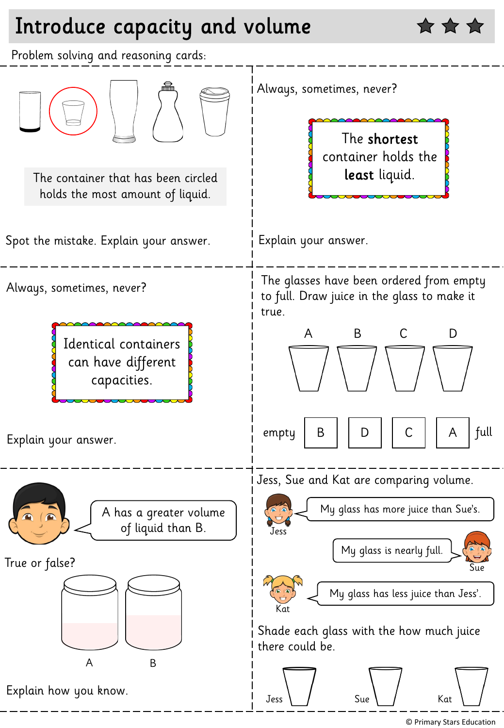# Introduce capacity and volume

Problem solving and reasoning cards:

The container that has been circled holds the most amount of liquid.

Spot the mistake. Explain your answer.

Always, sometimes, never?

The **shortest** container holds the **least** liquid.

Explain your answer.

Always, sometimes, never?

Identical containers can have different capacities.

Explain your answer.

The glasses have been ordered from empty to full. Draw juice in the glass to make it true.

A B C D

empty | B | D | C | A | full

A has a greater volume of liquid than B.

True or false?

A B

Explain how you know.

Jess, Sue and Kat are comparing volume.

Jess: My glass has more juice than Sue's.

Sue: My glass is nearly full.

Kat: My glass has less juice than Jess'.

Shade each glass with the how much juice there could be.

Jess Sue Kat

© Primary Stars Education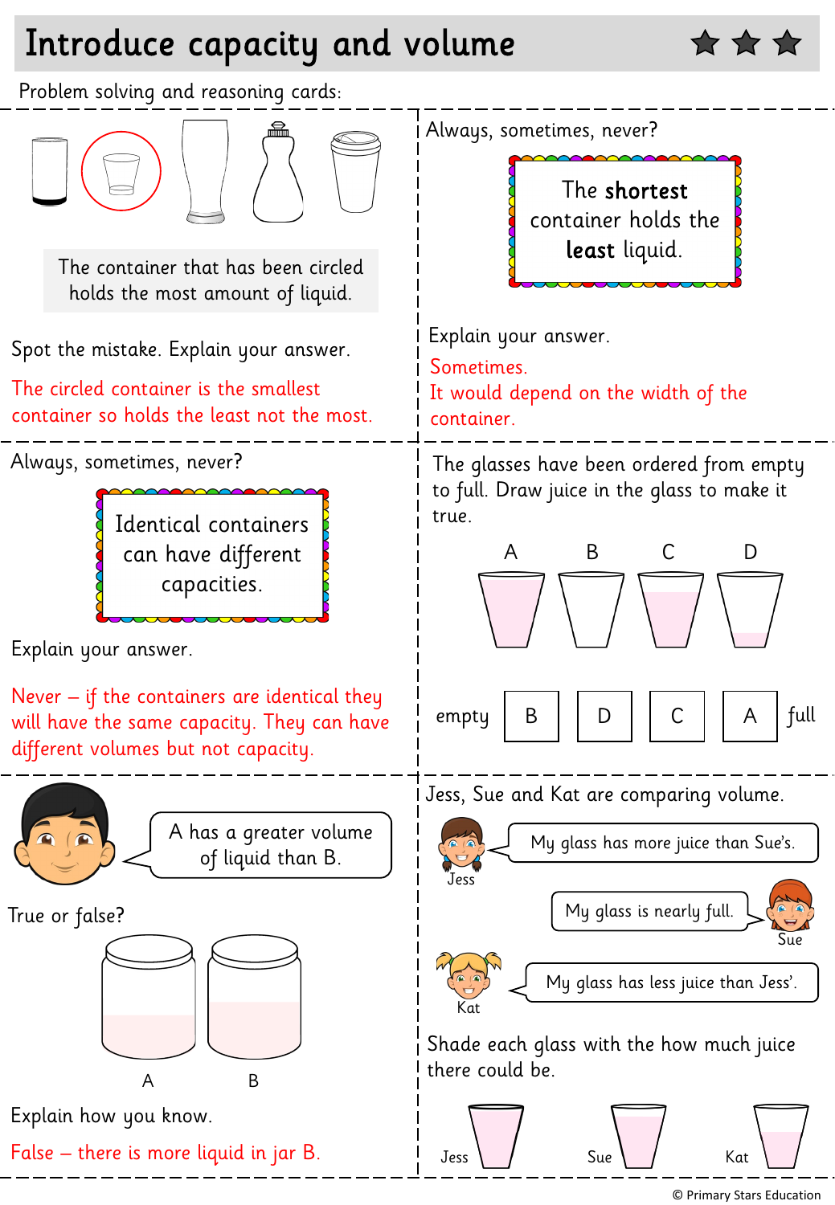# Introduce capacity and volume

Problem solving and reasoning cards:

The container that has been circled holds the most amount of liquid.

Spot the mistake. Explain your answer.

The circled container is the smallest container so holds the least not the most.

---

Always, sometimes, never?

The **shortest** container holds the **least** liquid.

Explain your answer.

Sometimes.
It would depend on the width of the container.

---

Always, sometimes, never?

Identical containers can have different capacities.

Explain your answer.

Never – if the containers are identical they will have the same capacity. They can have different volumes but not capacity.

---

The glasses have been ordered from empty to full. Draw juice in the glass to make it true.

A B C D

| empty | B | D | C | A | full |
|---|---|---|---|---|---|

---

A has a greater volume of liquid than B.

True or false?

A B

Explain how you know.

False – there is more liquid in jar B.

---

Jess, Sue and Kat are comparing volume.

Jess: My glass has more juice than Sue's.

Sue: My glass is nearly full.

Kat: My glass has less juice than Jess'.

Shade each glass with the how much juice there could be.

Jess Sue Kat

© Primary Stars Education